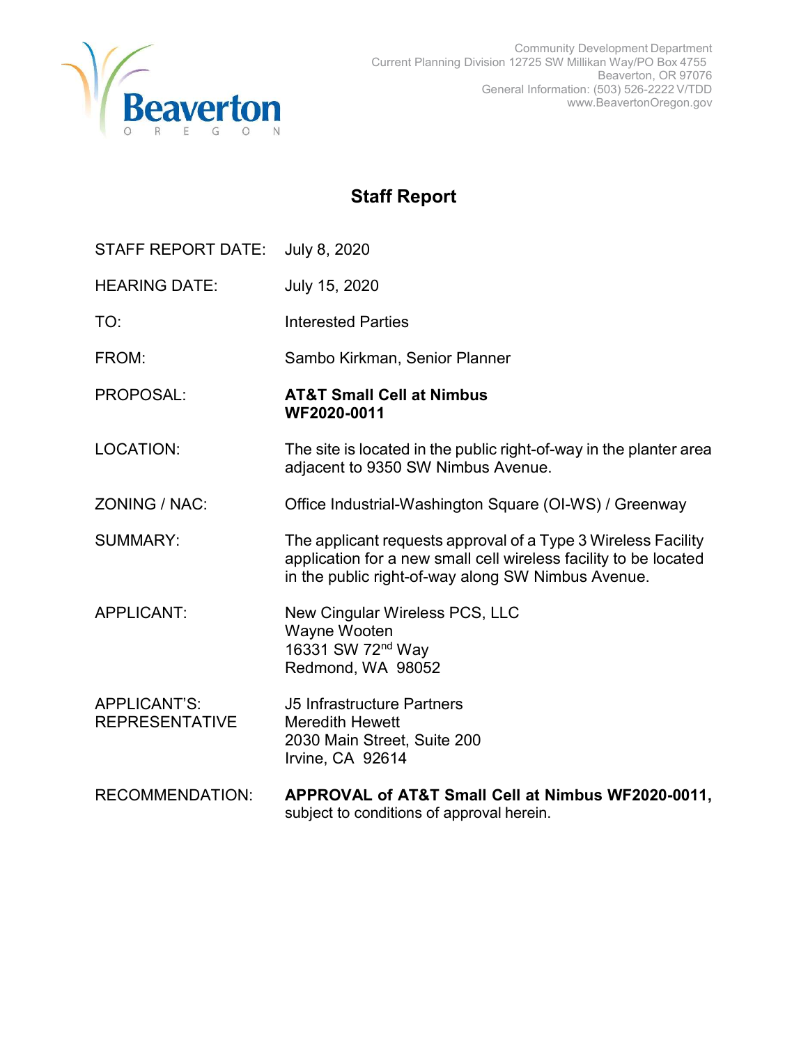Community Development Department
Current Planning Division 12725 SW Millikan Way/PO Box 4755
Beaverton, OR 97076
General Information: (503) 526-2222 V/TDD
www.BeavertonOregon.gov

# Staff Report

| | |
|---|---|
| STAFF REPORT DATE: | July 8, 2020 |
| HEARING DATE: | July 15, 2020 |
| TO: | Interested Parties |
| FROM: | Sambo Kirkman, Senior Planner |
| PROPOSAL: | **AT&T Small Cell at Nimbus WF2020-0011** |
| LOCATION: | The site is located in the public right-of-way in the planter area adjacent to 9350 SW Nimbus Avenue. |
| ZONING / NAC: | Office Industrial-Washington Square (OI-WS) / Greenway |
| SUMMARY: | The applicant requests approval of a Type 3 Wireless Facility application for a new small cell wireless facility to be located in the public right-of-way along SW Nimbus Avenue. |
| APPLICANT: | New Cingular Wireless PCS, LLC<br>Wayne Wooten<br>16331 SW 72nd Way<br>Redmond, WA 98052 |
| APPLICANT'S: REPRESENTATIVE | J5 Infrastructure Partners<br>Meredith Hewett<br>2030 Main Street, Suite 200<br>Irvine, CA 92614 |
| RECOMMENDATION: | **APPROVAL of AT&T Small Cell at Nimbus WF2020-0011,** subject to conditions of approval herein. |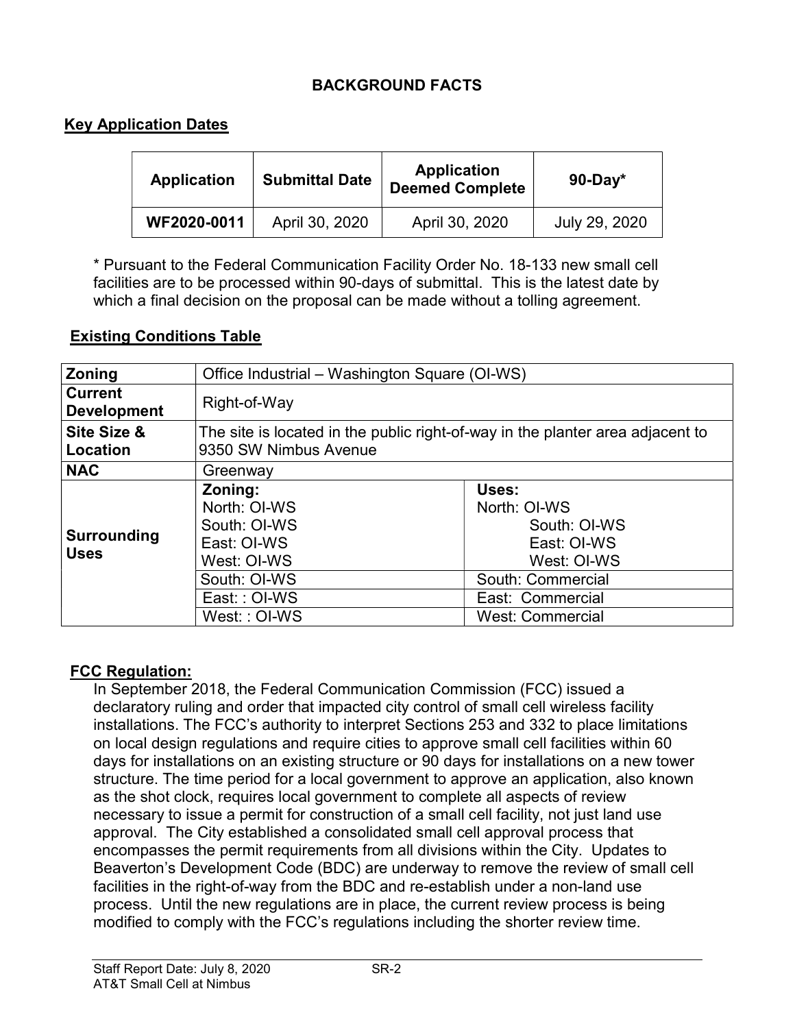## BACKGROUND FACTS

### Key Application Dates

| Application | Submittal Date | Application Deemed Complete | 90-Day* |
|---|---|---|---|
| WF2020-0011 | April 30, 2020 | April 30, 2020 | July 29, 2020 |

\* Pursuant to the Federal Communication Facility Order No. 18-133 new small cell facilities are to be processed within 90-days of submittal. This is the latest date by which a final decision on the proposal can be made without a tolling agreement.

### Existing Conditions Table

| | | |
|---|---|---|
| **Zoning** | Office Industrial – Washington Square (OI-WS) | |
| **Current Development** | Right-of-Way | |
| **Site Size & Location** | The site is located in the public right-of-way in the planter area adjacent to 9350 SW Nimbus Avenue | |
| **NAC** | Greenway | |
| **Surrounding Uses** | **Zoning:**<br>North: OI-WS<br>South: OI-WS<br>East: OI-WS<br>West: OI-WS | **Uses:**<br>North: OI-WS<br>South: OI-WS<br>East: OI-WS<br>West: OI-WS |
| | South: OI-WS | South: Commercial |
| | East: : OI-WS | East: Commercial |
| | West: : OI-WS | West: Commercial |

### FCC Regulation:

In September 2018, the Federal Communication Commission (FCC) issued a declaratory ruling and order that impacted city control of small cell wireless facility installations. The FCC's authority to interpret Sections 253 and 332 to place limitations on local design regulations and require cities to approve small cell facilities within 60 days for installations on an existing structure or 90 days for installations on a new tower structure. The time period for a local government to approve an application, also known as the shot clock, requires local government to complete all aspects of review necessary to issue a permit for construction of a small cell facility, not just land use approval. The City established a consolidated small cell approval process that encompasses the permit requirements from all divisions within the City. Updates to Beaverton's Development Code (BDC) are underway to remove the review of small cell facilities in the right-of-way from the BDC and re-establish under a non-land use process. Until the new regulations are in place, the current review process is being modified to comply with the FCC's regulations including the shorter review time.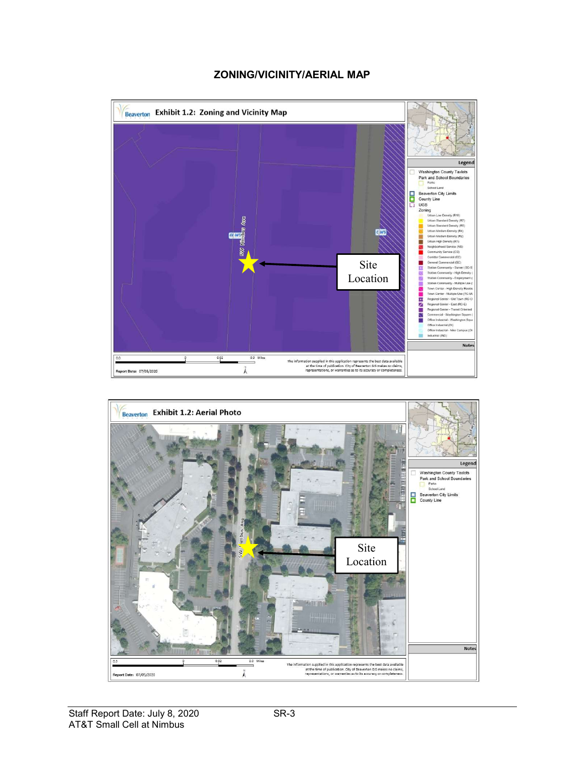## ZONING/VICINITY/AERIAL MAP

**Exhibit 1.2: Zoning and Vicinity Map**

SW Nimbus Ave

OI-WS

OI-WS

Site Location

Legend

- Washington County Taxlots
- Park and School Boundaries
  - Parks
  - School Land
- Beaverton City Limits
- County Line
- UGB
- Zoning
  - Urban Low Density (R10)
  - Urban Standard Density (R7)
  - Urban Standard Density (R5)
  - Urban Medium Density (R4)
  - Urban Medium Density (R2)
  - Urban High Density (R1)
  - Neighborhood Service (NS)
  - Community Service (CS)
  - Corridor Commercial (CC)
  - General Commercial (GC)
  - Station Community - Sunset (SC-S)
  - Station Community - High Density (
  - Station Community - Employment (
  - Station Community - Multiple Use (
  - Town Center - High Density Reside
  - Town Center - Multiple Use (TC-MU
  - Regional Center - Old Town (RC-O
  - Regional Center - East (RC-E)
  - Regional Center - Transit Oriented
  - Commercial - Washington Square (
  - Office Industrial - Washington Squa
  - Office Industrial (OI)
  - Office Industrial - Nike Campus (OI
  - Industrial (IND)

Notes

0.0 0 0.02 0.0 Miles

Report Date: 07/05/2020

The information supplied in this application represents the best data available at the time of publication. City of Beaverton GIS makes no claims, representations, or warranties as to its accuracy or completeness.

**Exhibit 1.2: Aerial Photo**

SW Nimbus Ave

Site Location

Legend

- Washington County Taxlots
- Park and School Boundaries
  - Parks
  - School Land
- Beaverton City Limits
- County Line

Notes

0.0 0 0.02 0.0 Miles

Report Date: 07/05/2020

The information supplied in this application represents the best data available at the time of publication. City of Beaverton GIS makes no claims, representations, or warranties as to its accuracy or completeness.

Staff Report Date: July 8, 2020
AT&T Small Cell at Nimbus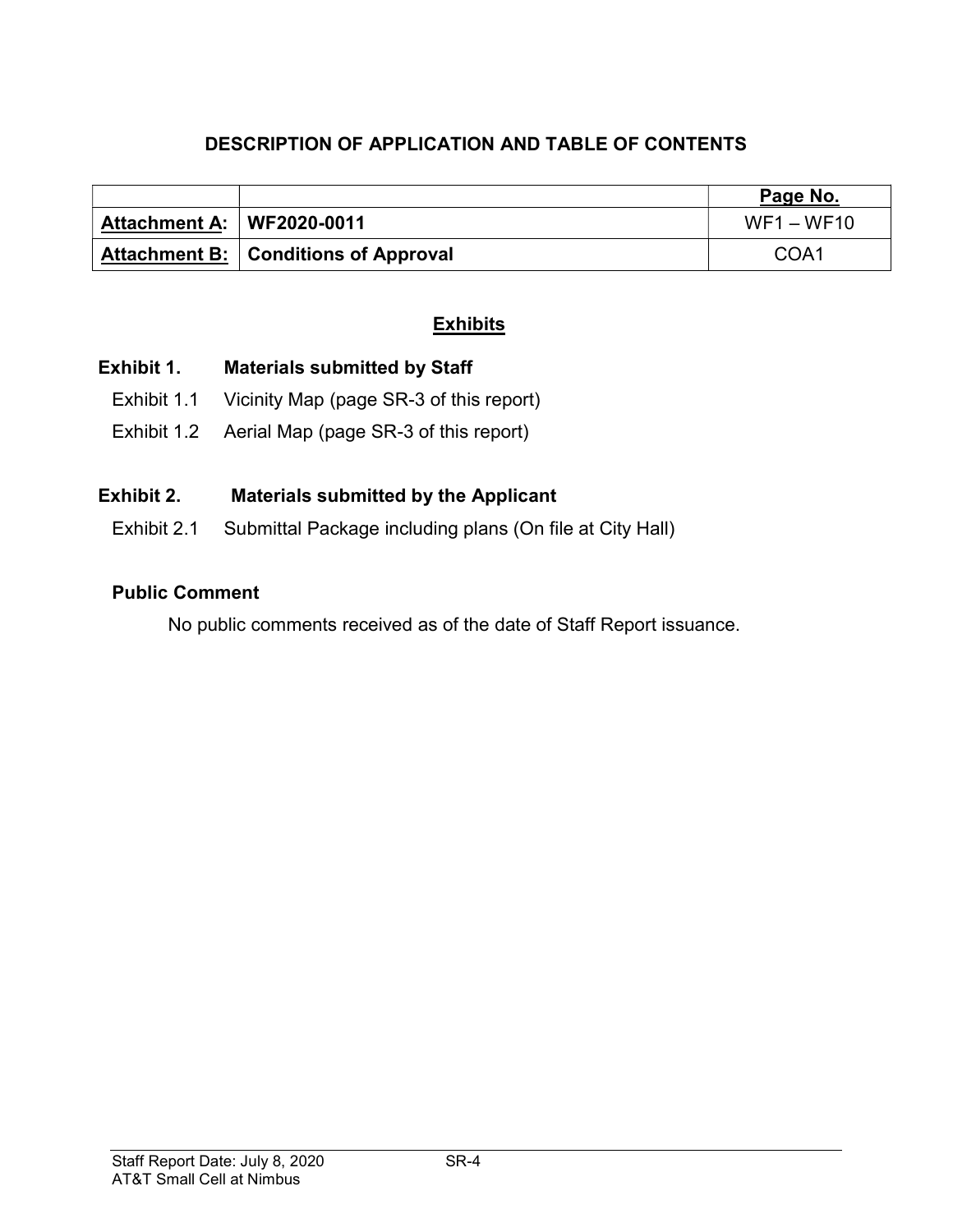## DESCRIPTION OF APPLICATION AND TABLE OF CONTENTS

| | | Page No. |
|---|---|---|
| **Attachment A:** | **WF2020-0011** | WF1 – WF10 |
| **Attachment B:** | **Conditions of Approval** | COA1 |

## Exhibits

**Exhibit 1. Materials submitted by Staff**

Exhibit 1.1 Vicinity Map (page SR-3 of this report)

Exhibit 1.2 Aerial Map (page SR-3 of this report)

**Exhibit 2. Materials submitted by the Applicant**

Exhibit 2.1 Submittal Package including plans (On file at City Hall)

**Public Comment**

No public comments received as of the date of Staff Report issuance.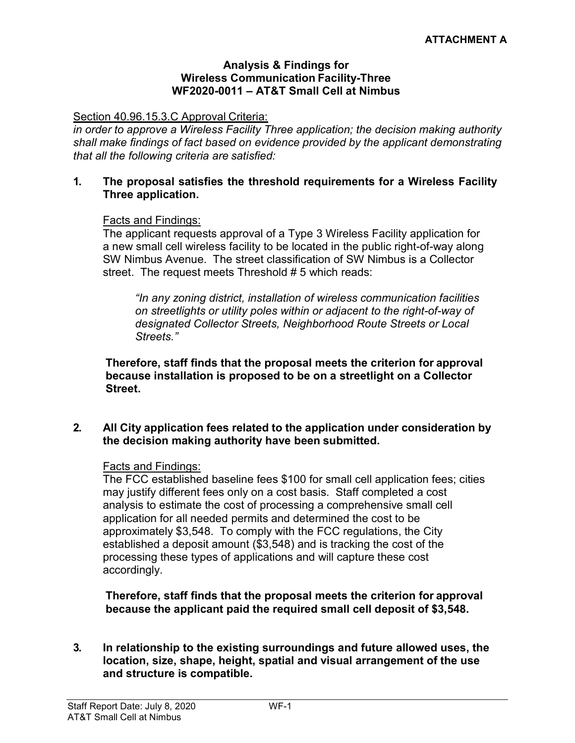**ATTACHMENT A**

## Analysis & Findings for Wireless Communication Facility-Three WF2020-0011 – AT&T Small Cell at Nimbus

Section 40.96.15.3.C Approval Criteria:

*in order to approve a Wireless Facility Three application; the decision making authority shall make findings of fact based on evidence provided by the applicant demonstrating that all the following criteria are satisfied:*

**1. The proposal satisfies the threshold requirements for a Wireless Facility Three application.**

Facts and Findings:

The applicant requests approval of a Type 3 Wireless Facility application for a new small cell wireless facility to be located in the public right-of-way along SW Nimbus Avenue. The street classification of SW Nimbus is a Collector street. The request meets Threshold # 5 which reads:

> *"In any zoning district, installation of wireless communication facilities on streetlights or utility poles within or adjacent to the right-of-way of designated Collector Streets, Neighborhood Route Streets or Local Streets."*

**Therefore, staff finds that the proposal meets the criterion for approval because installation is proposed to be on a streetlight on a Collector Street.**

**2. All City application fees related to the application under consideration by the decision making authority have been submitted.**

Facts and Findings:

The FCC established baseline fees $100 for small cell application fees; cities may justify different fees only on a cost basis. Staff completed a cost analysis to estimate the cost of processing a comprehensive small cell application for all needed permits and determined the cost to be approximately $3,548. To comply with the FCC regulations, the City established a deposit amount ($3,548) and is tracking the cost of the processing these types of applications and will capture these cost accordingly.

**Therefore, staff finds that the proposal meets the criterion for approval because the applicant paid the required small cell deposit of $3,548.**

**3. In relationship to the existing surroundings and future allowed uses, the location, size, shape, height, spatial and visual arrangement of the use and structure is compatible.**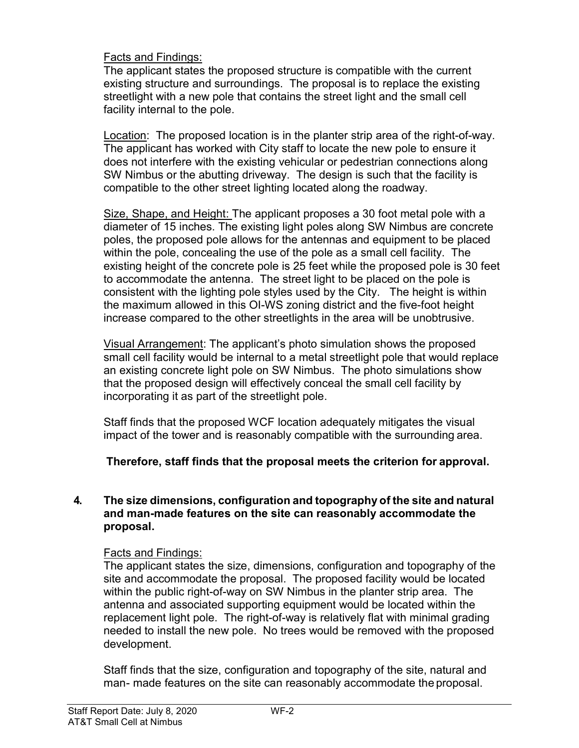Facts and Findings:

The applicant states the proposed structure is compatible with the current existing structure and surroundings. The proposal is to replace the existing streetlight with a new pole that contains the street light and the small cell facility internal to the pole.

Location: The proposed location is in the planter strip area of the right-of-way. The applicant has worked with City staff to locate the new pole to ensure it does not interfere with the existing vehicular or pedestrian connections along SW Nimbus or the abutting driveway. The design is such that the facility is compatible to the other street lighting located along the roadway.

Size, Shape, and Height: The applicant proposes a 30 foot metal pole with a diameter of 15 inches. The existing light poles along SW Nimbus are concrete poles, the proposed pole allows for the antennas and equipment to be placed within the pole, concealing the use of the pole as a small cell facility. The existing height of the concrete pole is 25 feet while the proposed pole is 30 feet to accommodate the antenna. The street light to be placed on the pole is consistent with the lighting pole styles used by the City. The height is within the maximum allowed in this OI-WS zoning district and the five-foot height increase compared to the other streetlights in the area will be unobtrusive.

Visual Arrangement: The applicant's photo simulation shows the proposed small cell facility would be internal to a metal streetlight pole that would replace an existing concrete light pole on SW Nimbus. The photo simulations show that the proposed design will effectively conceal the small cell facility by incorporating it as part of the streetlight pole.

Staff finds that the proposed WCF location adequately mitigates the visual impact of the tower and is reasonably compatible with the surrounding area.

**Therefore, staff finds that the proposal meets the criterion for approval.**

**4. The size dimensions, configuration and topography of the site and natural and man-made features on the site can reasonably accommodate the proposal.**

Facts and Findings:

The applicant states the size, dimensions, configuration and topography of the site and accommodate the proposal. The proposed facility would be located within the public right-of-way on SW Nimbus in the planter strip area. The antenna and associated supporting equipment would be located within the replacement light pole. The right-of-way is relatively flat with minimal grading needed to install the new pole. No trees would be removed with the proposed development.

Staff finds that the size, configuration and topography of the site, natural and man- made features on the site can reasonably accommodate the proposal.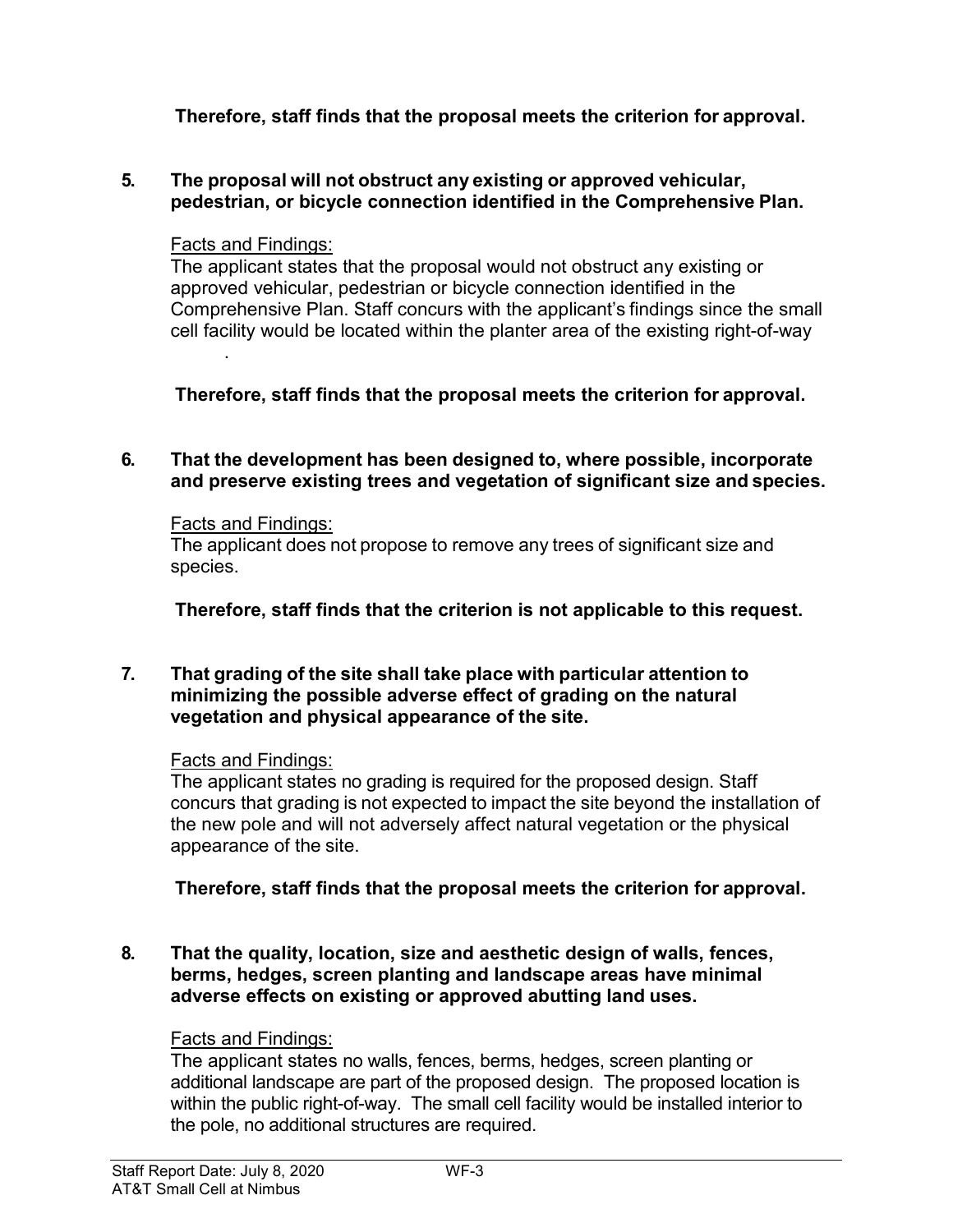**Therefore, staff finds that the proposal meets the criterion for approval.**

**5. The proposal will not obstruct any existing or approved vehicular, pedestrian, or bicycle connection identified in the Comprehensive Plan.**

Facts and Findings:
The applicant states that the proposal would not obstruct any existing or approved vehicular, pedestrian or bicycle connection identified in the Comprehensive Plan. Staff concurs with the applicant's findings since the small cell facility would be located within the planter area of the existing right-of-way .

**Therefore, staff finds that the proposal meets the criterion for approval.**

**6. That the development has been designed to, where possible, incorporate and preserve existing trees and vegetation of significant size and species.**

Facts and Findings:
The applicant does not propose to remove any trees of significant size and species.

**Therefore, staff finds that the criterion is not applicable to this request.**

**7. That grading of the site shall take place with particular attention to minimizing the possible adverse effect of grading on the natural vegetation and physical appearance of the site.**

Facts and Findings:
The applicant states no grading is required for the proposed design. Staff concurs that grading is not expected to impact the site beyond the installation of the new pole and will not adversely affect natural vegetation or the physical appearance of the site.

**Therefore, staff finds that the proposal meets the criterion for approval.**

**8. That the quality, location, size and aesthetic design of walls, fences, berms, hedges, screen planting and landscape areas have minimal adverse effects on existing or approved abutting land uses.**

Facts and Findings:
The applicant states no walls, fences, berms, hedges, screen planting or additional landscape are part of the proposed design. The proposed location is within the public right-of-way. The small cell facility would be installed interior to the pole, no additional structures are required.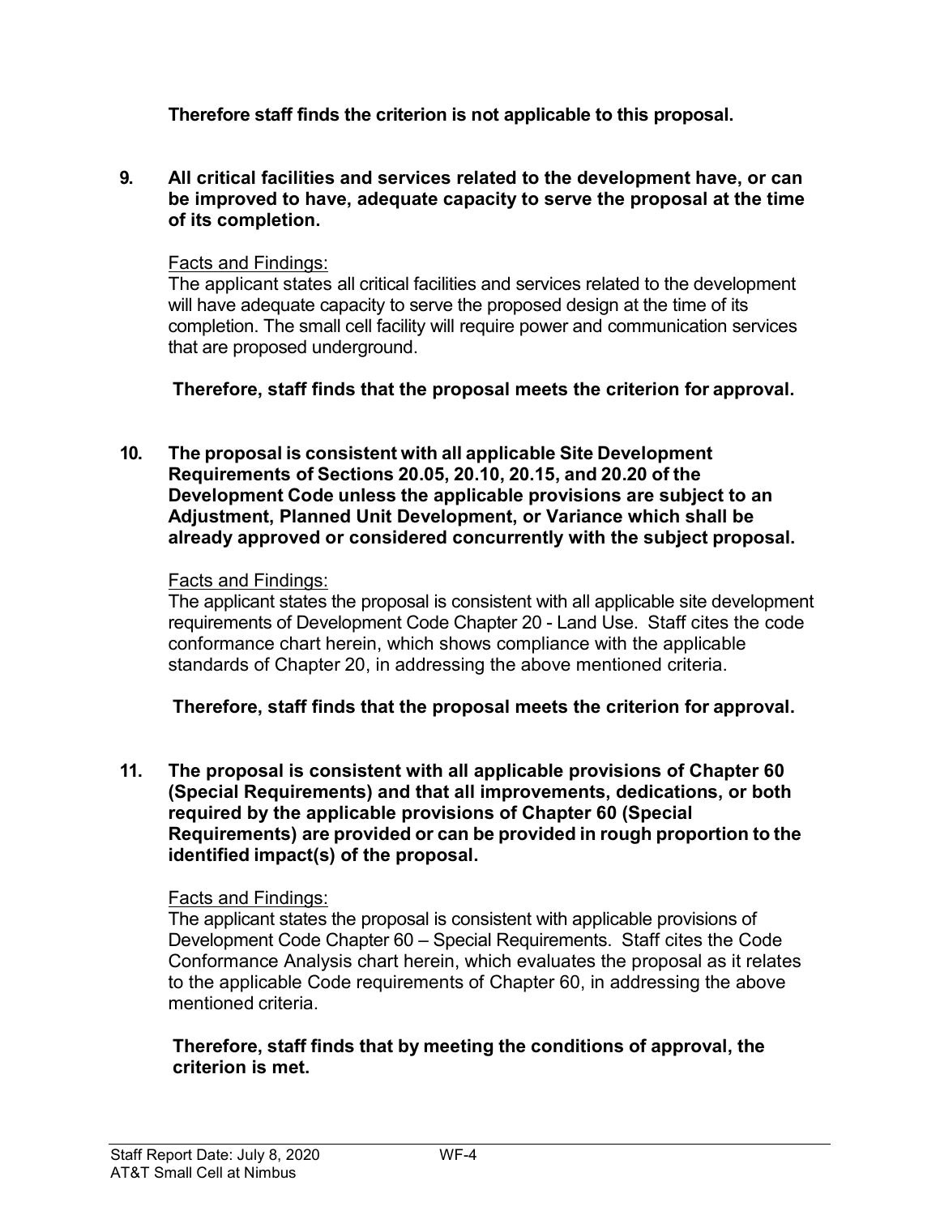**Therefore staff finds the criterion is not applicable to this proposal.**

**9. All critical facilities and services related to the development have, or can be improved to have, adequate capacity to serve the proposal at the time of its completion.**

Facts and Findings:
The applicant states all critical facilities and services related to the development will have adequate capacity to serve the proposed design at the time of its completion. The small cell facility will require power and communication services that are proposed underground.

**Therefore, staff finds that the proposal meets the criterion for approval.**

**10. The proposal is consistent with all applicable Site Development Requirements of Sections 20.05, 20.10, 20.15, and 20.20 of the Development Code unless the applicable provisions are subject to an Adjustment, Planned Unit Development, or Variance which shall be already approved or considered concurrently with the subject proposal.**

Facts and Findings:
The applicant states the proposal is consistent with all applicable site development requirements of Development Code Chapter 20 - Land Use. Staff cites the code conformance chart herein, which shows compliance with the applicable standards of Chapter 20, in addressing the above mentioned criteria.

**Therefore, staff finds that the proposal meets the criterion for approval.**

**11. The proposal is consistent with all applicable provisions of Chapter 60 (Special Requirements) and that all improvements, dedications, or both required by the applicable provisions of Chapter 60 (Special Requirements) are provided or can be provided in rough proportion to the identified impact(s) of the proposal.**

Facts and Findings:
The applicant states the proposal is consistent with applicable provisions of Development Code Chapter 60 – Special Requirements. Staff cites the Code Conformance Analysis chart herein, which evaluates the proposal as it relates to the applicable Code requirements of Chapter 60, in addressing the above mentioned criteria.

**Therefore, staff finds that by meeting the conditions of approval, the criterion is met.**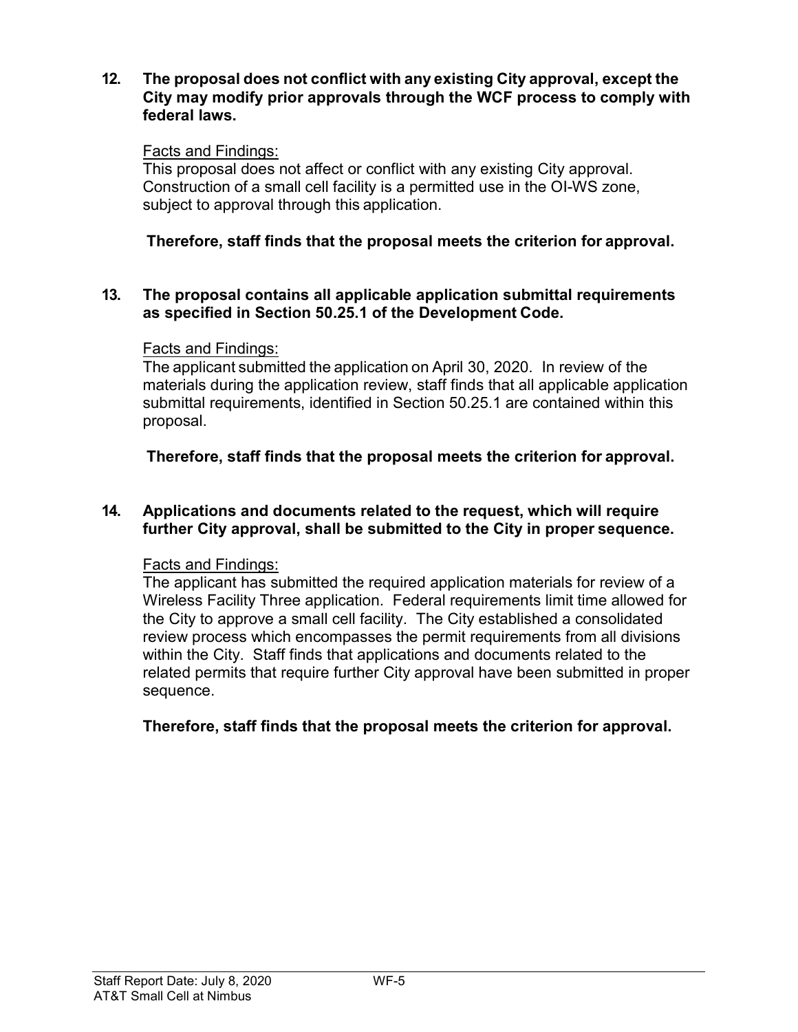**12. The proposal does not conflict with any existing City approval, except the City may modify prior approvals through the WCF process to comply with federal laws.**

Facts and Findings:
This proposal does not affect or conflict with any existing City approval. Construction of a small cell facility is a permitted use in the OI-WS zone, subject to approval through this application.

**Therefore, staff finds that the proposal meets the criterion for approval.**

**13. The proposal contains all applicable application submittal requirements as specified in Section 50.25.1 of the Development Code.**

Facts and Findings:
The applicant submitted the application on April 30, 2020. In review of the materials during the application review, staff finds that all applicable application submittal requirements, identified in Section 50.25.1 are contained within this proposal.

**Therefore, staff finds that the proposal meets the criterion for approval.**

**14. Applications and documents related to the request, which will require further City approval, shall be submitted to the City in proper sequence.**

Facts and Findings:
The applicant has submitted the required application materials for review of a Wireless Facility Three application. Federal requirements limit time allowed for the City to approve a small cell facility. The City established a consolidated review process which encompasses the permit requirements from all divisions within the City. Staff finds that applications and documents related to the related permits that require further City approval have been submitted in proper sequence.

**Therefore, staff finds that the proposal meets the criterion for approval.**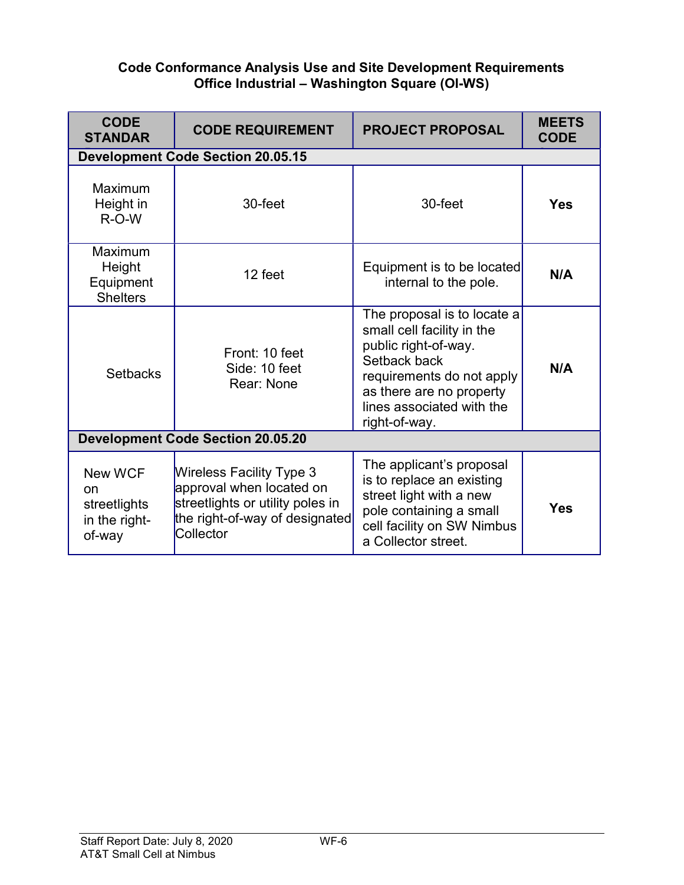**Code Conformance Analysis Use and Site Development Requirements**
**Office Industrial – Washington Square (OI-WS)**

| CODE STANDAR | CODE REQUIREMENT | PROJECT PROPOSAL | MEETS CODE |
|---|---|---|---|
| **Development Code Section 20.05.15** | | | |
| Maximum Height in R-O-W | 30-feet | 30-feet | **Yes** |
| Maximum Height Equipment Shelters | 12 feet | Equipment is to be located internal to the pole. | **N/A** |
| Setbacks | Front: 10 feet<br>Side: 10 feet<br>Rear: None | The proposal is to locate a small cell facility in the public right-of-way. Setback back requirements do not apply as there are no property lines associated with the right-of-way. | **N/A** |
| **Development Code Section 20.05.20** | | | |
| New WCF on streetlights in the right-of-way | Wireless Facility Type 3 approval when located on streetlights or utility poles in the right-of-way of designated Collector | The applicant's proposal is to replace an existing street light with a new pole containing a small cell facility on SW Nimbus a Collector street. | **Yes** |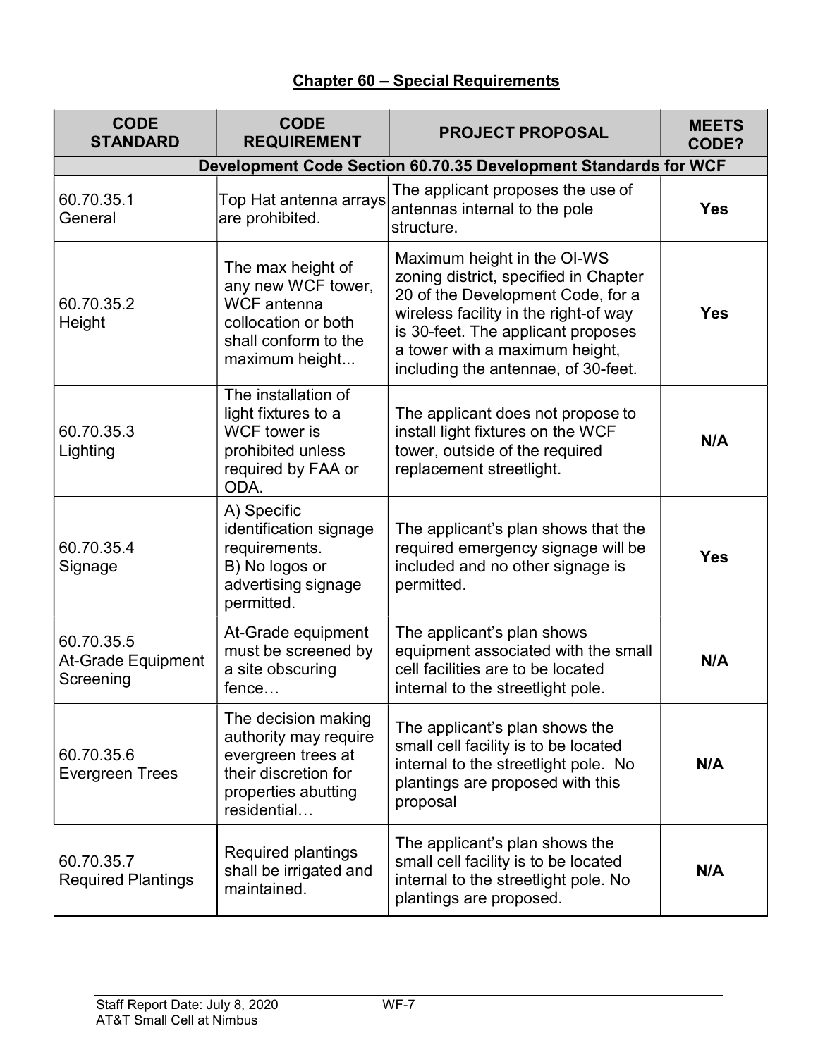## Chapter 60 – Special Requirements

| CODE STANDARD | CODE REQUIREMENT | PROJECT PROPOSAL | MEETS CODE? |
|---|---|---|---|
| **Development Code Section 60.70.35 Development Standards for WCF** | | | |
| 60.70.35.1 General | Top Hat antenna arrays are prohibited. | The applicant proposes the use of antennas internal to the pole structure. | **Yes** |
| 60.70.35.2 Height | The max height of any new WCF tower, WCF antenna collocation or both shall conform to the maximum height... | Maximum height in the OI-WS zoning district, specified in Chapter 20 of the Development Code, for a wireless facility in the right-of way is 30-feet. The applicant proposes a tower with a maximum height, including the antennae, of 30-feet. | **Yes** |
| 60.70.35.3 Lighting | The installation of light fixtures to a WCF tower is prohibited unless required by FAA or ODA. | The applicant does not propose to install light fixtures on the WCF tower, outside of the required replacement streetlight. | **N/A** |
| 60.70.35.4 Signage | A) Specific identification signage requirements. B) No logos or advertising signage permitted. | The applicant's plan shows that the required emergency signage will be included and no other signage is permitted. | **Yes** |
| 60.70.35.5 At-Grade Equipment Screening | At-Grade equipment must be screened by a site obscuring fence… | The applicant's plan shows equipment associated with the small cell facilities are to be located internal to the streetlight pole. | **N/A** |
| 60.70.35.6 Evergreen Trees | The decision making authority may require evergreen trees at their discretion for properties abutting residential… | The applicant's plan shows the small cell facility is to be located internal to the streetlight pole. No plantings are proposed with this proposal | **N/A** |
| 60.70.35.7 Required Plantings | Required plantings shall be irrigated and maintained. | The applicant's plan shows the small cell facility is to be located internal to the streetlight pole. No plantings are proposed. | **N/A** |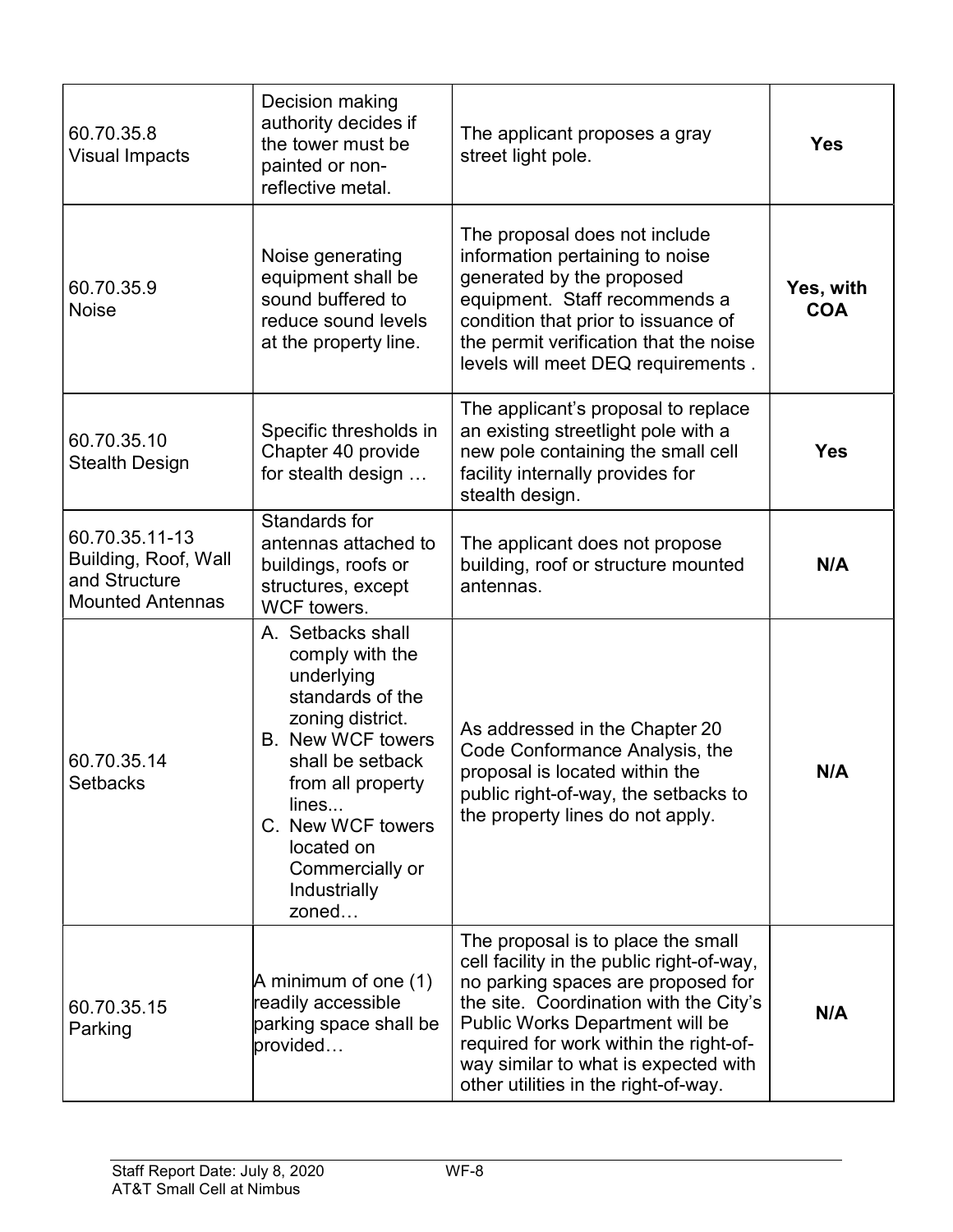| 60.70.35.8 Visual Impacts | Decision making authority decides if the tower must be painted or non-reflective metal. | The applicant proposes a gray street light pole. | **Yes** |
|---|---|---|---|
| 60.70.35.9 Noise | Noise generating equipment shall be sound buffered to reduce sound levels at the property line. | The proposal does not include information pertaining to noise generated by the proposed equipment. Staff recommends a condition that prior to issuance of the permit verification that the noise levels will meet DEQ requirements . | **Yes, with COA** |
| 60.70.35.10 Stealth Design | Specific thresholds in Chapter 40 provide for stealth design … | The applicant's proposal to replace an existing streetlight pole with a new pole containing the small cell facility internally provides for stealth design. | **Yes** |
| 60.70.35.11-13 Building, Roof, Wall and Structure Mounted Antennas | Standards for antennas attached to buildings, roofs or structures, except WCF towers. | The applicant does not propose building, roof or structure mounted antennas. | **N/A** |
| 60.70.35.14 Setbacks | A. Setbacks shall comply with the underlying standards of the zoning district.<br>B. New WCF towers shall be setback from all property lines...<br>C. New WCF towers located on Commercially or Industrially zoned… | As addressed in the Chapter 20 Code Conformance Analysis, the proposal is located within the public right-of-way, the setbacks to the property lines do not apply. | **N/A** |
| 60.70.35.15 Parking | A minimum of one (1) readily accessible parking space shall be provided… | The proposal is to place the small cell facility in the public right-of-way, no parking spaces are proposed for the site. Coordination with the City's Public Works Department will be required for work within the right-of-way similar to what is expected with other utilities in the right-of-way. | **N/A** |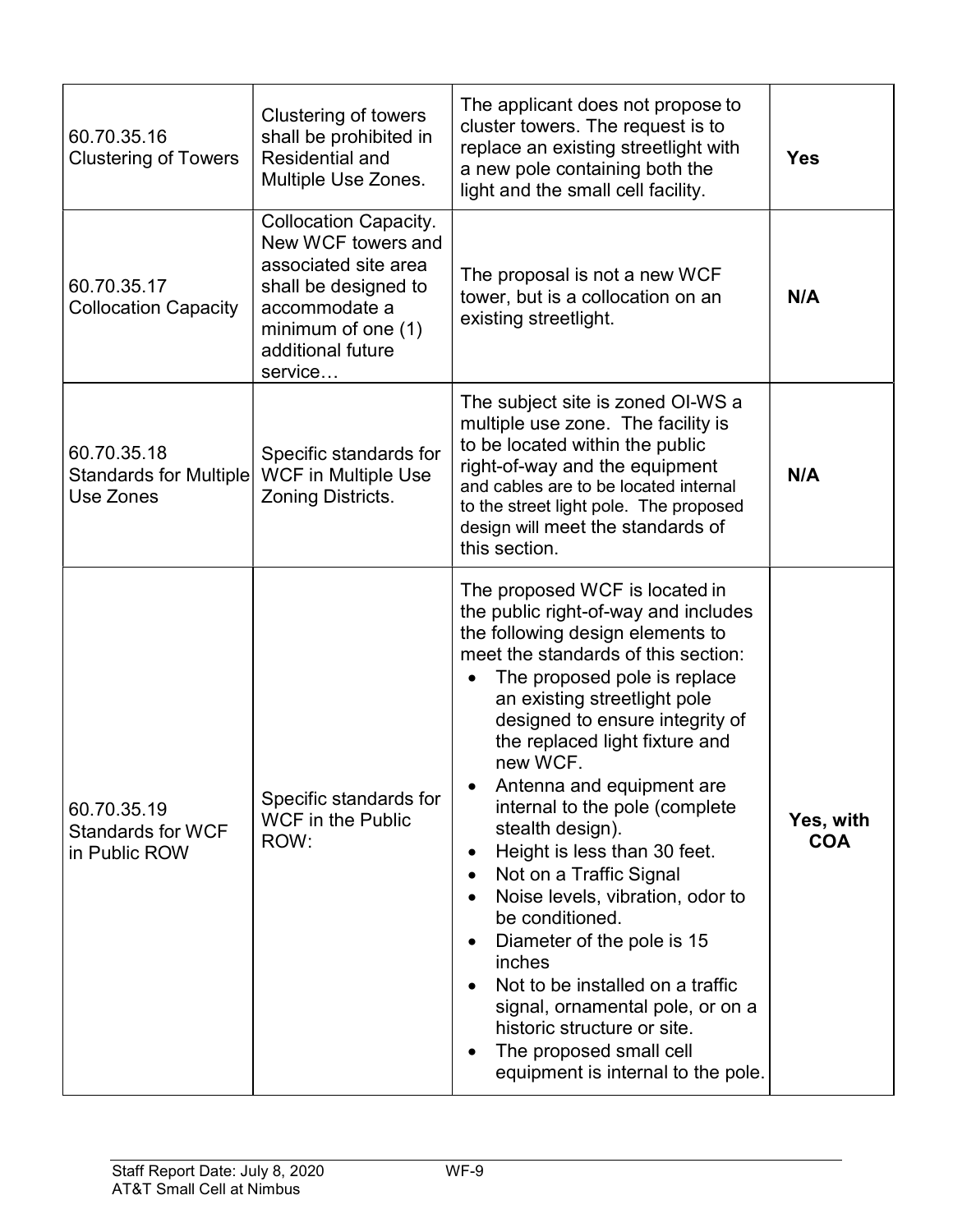| | | | |
|---|---|---|---|
| 60.70.35.16 Clustering of Towers | Clustering of towers shall be prohibited in Residential and Multiple Use Zones. | The applicant does not propose to cluster towers. The request is to replace an existing streetlight with a new pole containing both the light and the small cell facility. | **Yes** |
| 60.70.35.17 Collocation Capacity | Collocation Capacity. New WCF towers and associated site area shall be designed to accommodate a minimum of one (1) additional future service… | The proposal is not a new WCF tower, but is a collocation on an existing streetlight. | **N/A** |
| 60.70.35.18 Standards for Multiple Use Zones | Specific standards for WCF in Multiple Use Zoning Districts. | The subject site is zoned OI-WS a multiple use zone. The facility is to be located within the public right-of-way and the equipment and cables are to be located internal to the street light pole. The proposed design will meet the standards of this section. | **N/A** |
| 60.70.35.19 Standards for WCF in Public ROW | Specific standards for WCF in the Public ROW: | The proposed WCF is located in the public right-of-way and includes the following design elements to meet the standards of this section: <br>• The proposed pole is replace an existing streetlight pole designed to ensure integrity of the replaced light fixture and new WCF. <br>• Antenna and equipment are internal to the pole (complete stealth design). <br>• Height is less than 30 feet. <br>• Not on a Traffic Signal <br>• Noise levels, vibration, odor to be conditioned. <br>• Diameter of the pole is 15 inches <br>• Not to be installed on a traffic signal, ornamental pole, or on a historic structure or site. <br>• The proposed small cell equipment is internal to the pole. | **Yes, with COA** |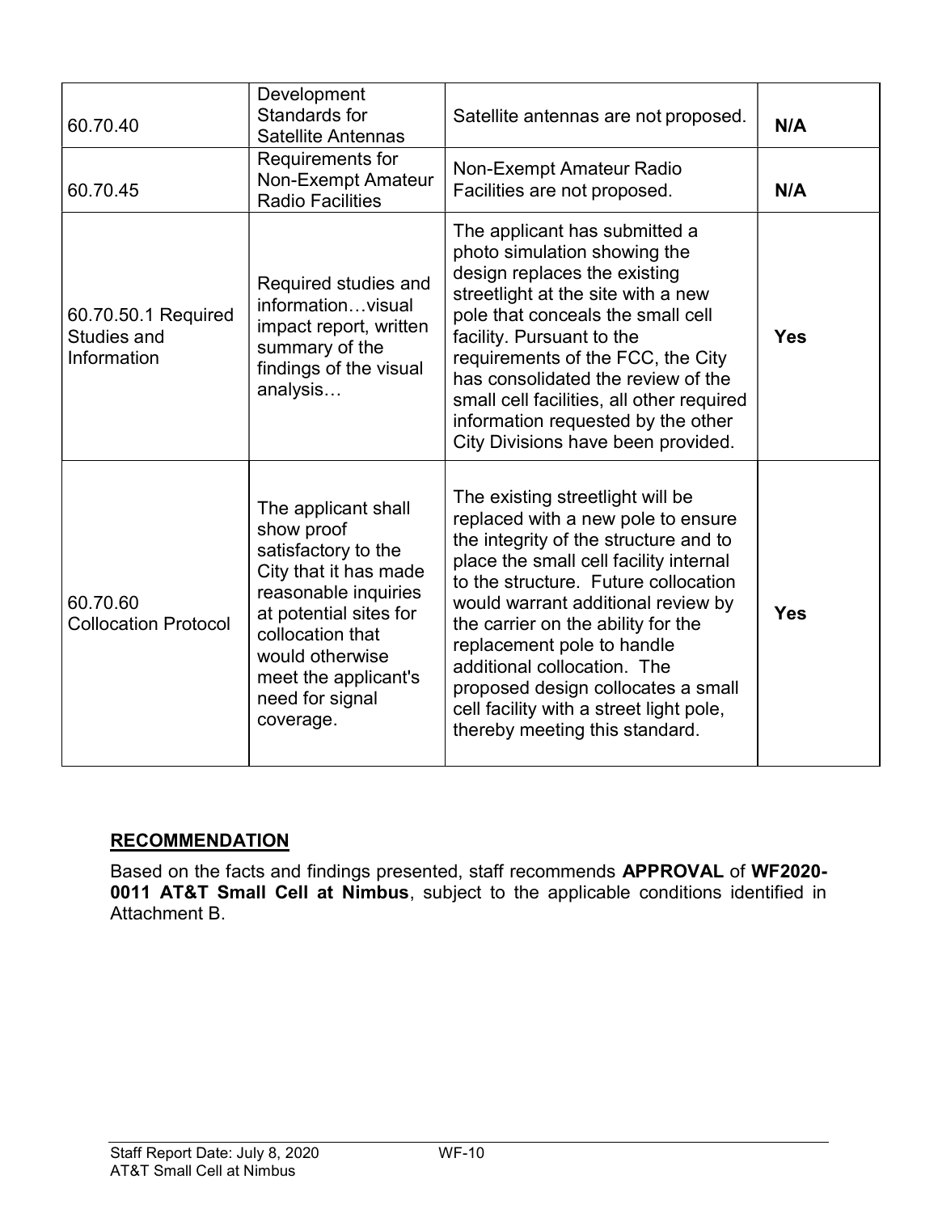| 60.70.40 | Development Standards for Satellite Antennas | Satellite antennas are not proposed. | **N/A** |
|---|---|---|---|
| 60.70.45 | Requirements for Non-Exempt Amateur Radio Facilities | Non-Exempt Amateur Radio Facilities are not proposed. | **N/A** |
| 60.70.50.1 Required Studies and Information | Required studies and information…visual impact report, written summary of the findings of the visual analysis… | The applicant has submitted a photo simulation showing the design replaces the existing streetlight at the site with a new pole that conceals the small cell facility. Pursuant to the requirements of the FCC, the City has consolidated the review of the small cell facilities, all other required information requested by the other City Divisions have been provided. | **Yes** |
| 60.70.60 Collocation Protocol | The applicant shall show proof satisfactory to the City that it has made reasonable inquiries at potential sites for collocation that would otherwise meet the applicant's need for signal coverage. | The existing streetlight will be replaced with a new pole to ensure the integrity of the structure and to place the small cell facility internal to the structure. Future collocation would warrant additional review by the carrier on the ability for the replacement pole to handle additional collocation. The proposed design collocates a small cell facility with a street light pole, thereby meeting this standard. | **Yes** |

## RECOMMENDATION

Based on the facts and findings presented, staff recommends **APPROVAL** of **WF2020-0011 AT&T Small Cell at Nimbus**, subject to the applicable conditions identified in Attachment B.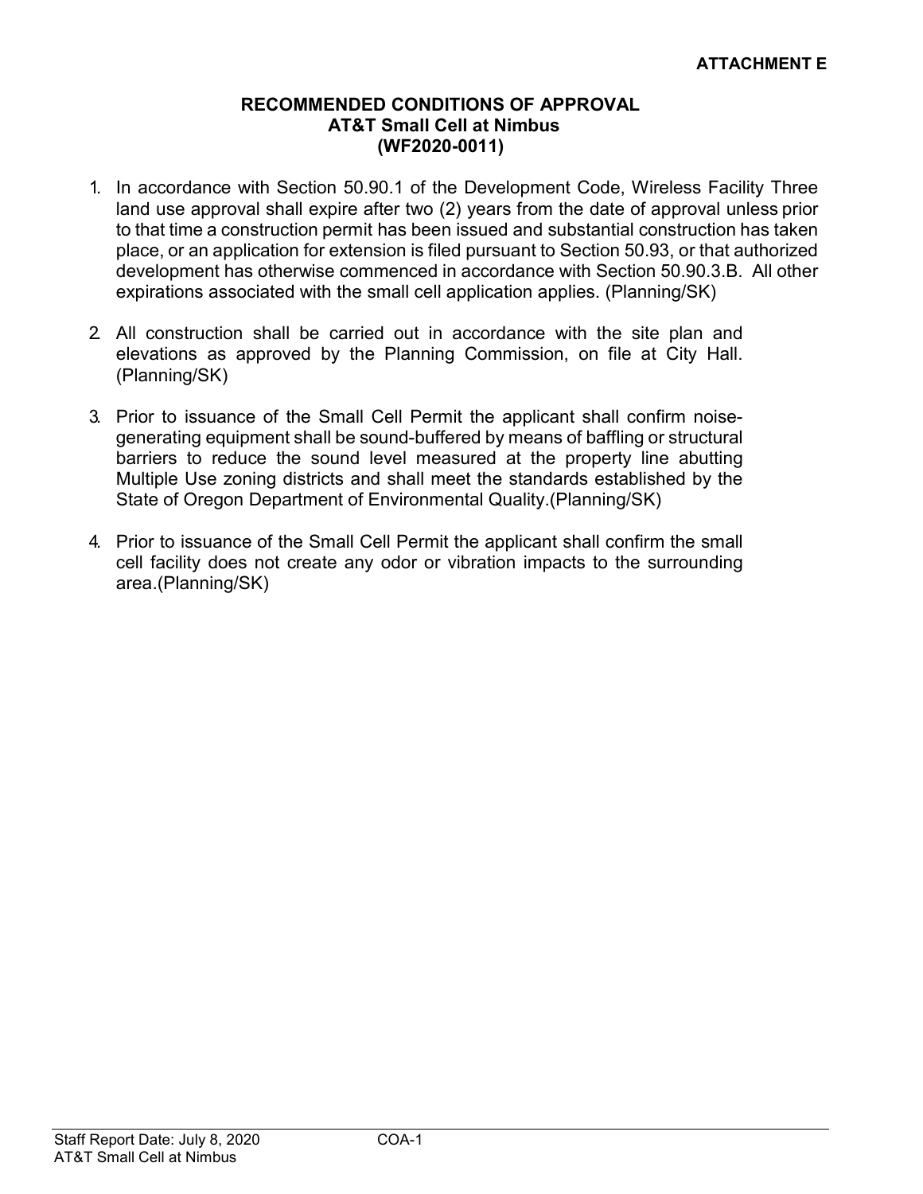**ATTACHMENT E**

# RECOMMENDED CONDITIONS OF APPROVAL
## AT&T Small Cell at Nimbus
## (WF2020-0011)

1. In accordance with Section 50.90.1 of the Development Code, Wireless Facility Three land use approval shall expire after two (2) years from the date of approval unless prior to that time a construction permit has been issued and substantial construction has taken place, or an application for extension is filed pursuant to Section 50.93, or that authorized development has otherwise commenced in accordance with Section 50.90.3.B. All other expirations associated with the small cell application applies. (Planning/SK)

2. All construction shall be carried out in accordance with the site plan and elevations as approved by the Planning Commission, on file at City Hall. (Planning/SK)

3. Prior to issuance of the Small Cell Permit the applicant shall confirm noise-generating equipment shall be sound-buffered by means of baffling or structural barriers to reduce the sound level measured at the property line abutting Multiple Use zoning districts and shall meet the standards established by the State of Oregon Department of Environmental Quality.(Planning/SK)

4. Prior to issuance of the Small Cell Permit the applicant shall confirm the small cell facility does not create any odor or vibration impacts to the surrounding area.(Planning/SK)

Staff Report Date: July 8, 2020 COA-1
AT&T Small Cell at Nimbus